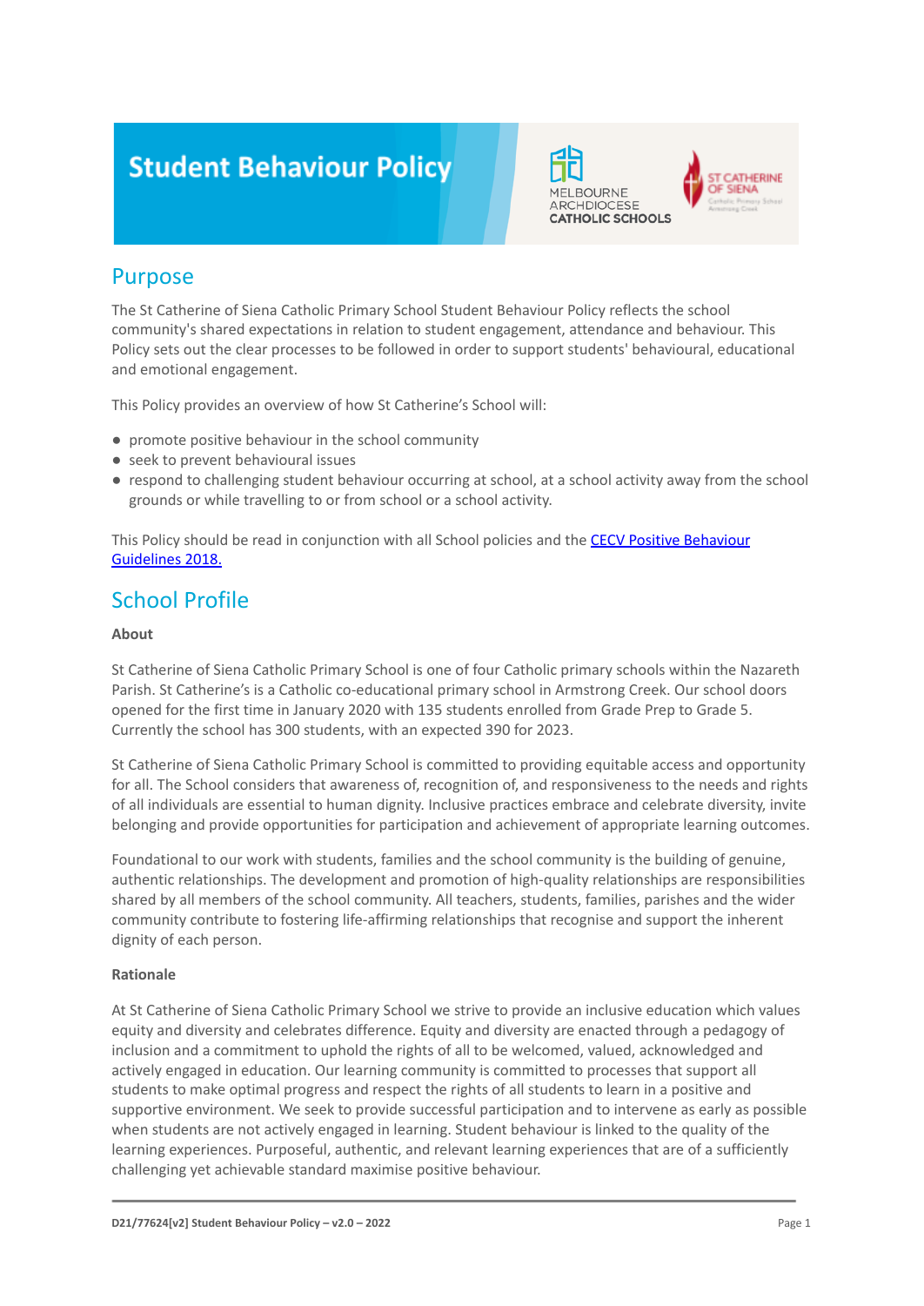# Student Behaviour Policy

## Purpose

The St Catherine of Siena Catholic Primary School Student Behaviour Policy reflects the school community's shared expectations in relation to student engagement, attendance and behaviour. This Policy sets out the clear processes to be followed in order to support students' behavioural, educational and emotional engagement.

This Policy provides an overview of how St Catherine's School will:

- promote positive behaviour in the school community
- seek to prevent behavioural issues
- respond to challenging student behaviour occurring at school, at a school activity away from the school grounds or while travelling to or from school or a school activity.

This Policy should be read in conjunction with all School policies and the [CECV Positive Behaviour Guidelines 2018.](#)

## School Profile

**About**

St Catherine of Siena Catholic Primary School is one of four Catholic primary schools within the Nazareth Parish. St Catherine's is a Catholic co-educational primary school in Armstrong Creek. Our school doors opened for the first time in January 2020 with 135 students enrolled from Grade Prep to Grade 5. Currently the school has 300 students, with an expected 390 for 2023.

St Catherine of Siena Catholic Primary School is committed to providing equitable access and opportunity for all. The School considers that awareness of, recognition of, and responsiveness to the needs and rights of all individuals are essential to human dignity. Inclusive practices embrace and celebrate diversity, invite belonging and provide opportunities for participation and achievement of appropriate learning outcomes.

Foundational to our work with students, families and the school community is the building of genuine, authentic relationships. The development and promotion of high-quality relationships are responsibilities shared by all members of the school community. All teachers, students, families, parishes and the wider community contribute to fostering life-affirming relationships that recognise and support the inherent dignity of each person.

**Rationale**

At St Catherine of Siena Catholic Primary School we strive to provide an inclusive education which values equity and diversity and celebrates difference. Equity and diversity are enacted through a pedagogy of inclusion and a commitment to uphold the rights of all to be welcomed, valued, acknowledged and actively engaged in education. Our learning community is committed to processes that support all students to make optimal progress and respect the rights of all students to learn in a positive and supportive environment. We seek to provide successful participation and to intervene as early as possible when students are not actively engaged in learning. Student behaviour is linked to the quality of the learning experiences. Purposeful, authentic, and relevant learning experiences that are of a sufficiently challenging yet achievable standard maximise positive behaviour.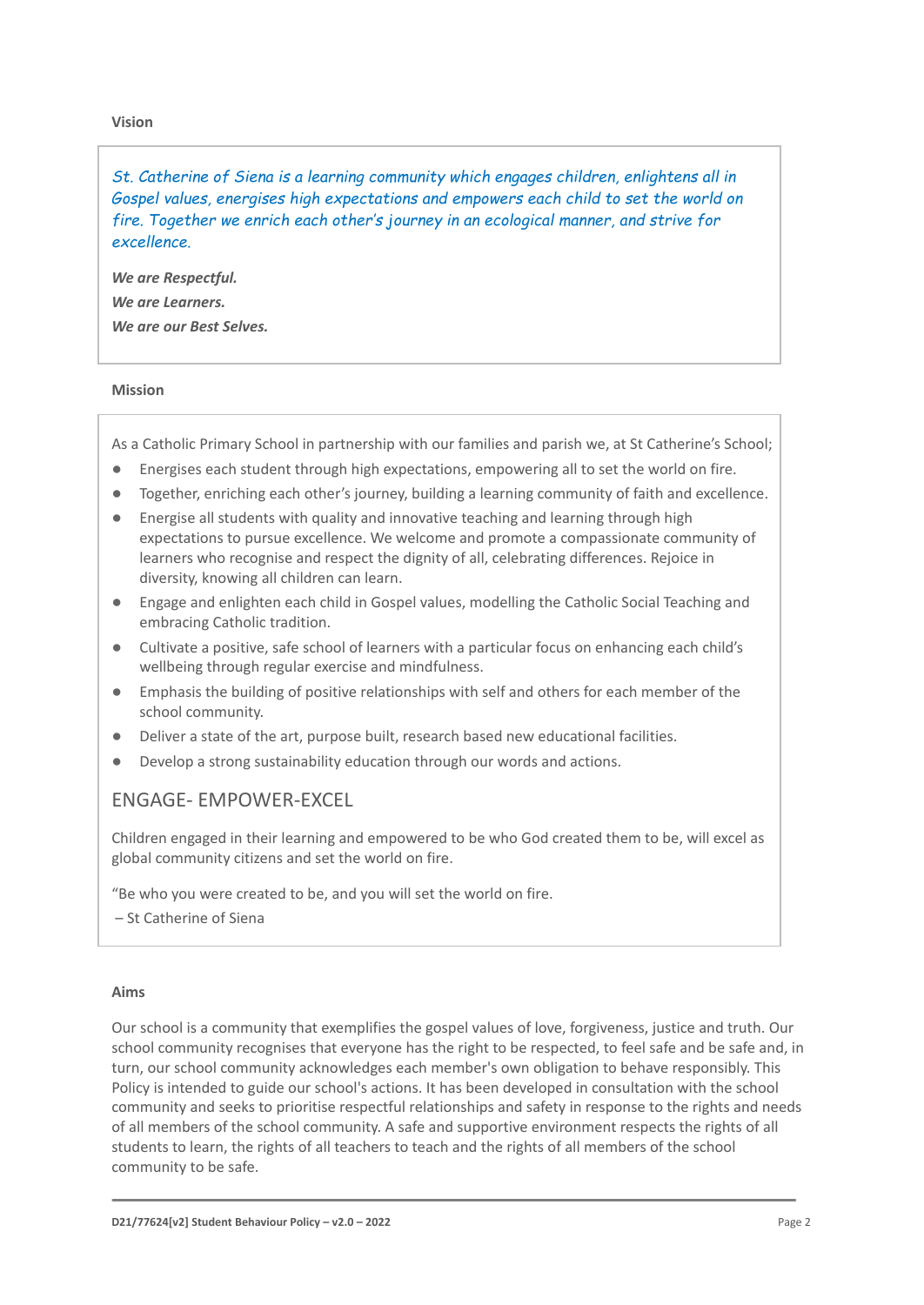**Vision**

*St. Catherine of Siena is a learning community which engages children, enlightens all in Gospel values, energises high expectations and empowers each child to set the world on fire. Together we enrich each other's journey in an ecological manner, and strive for excellence.*

***We are Respectful.***
***We are Learners.***
***We are our Best Selves.***

**Mission**

As a Catholic Primary School in partnership with our families and parish we, at St Catherine's School;

- Energises each student through high expectations, empowering all to set the world on fire.
- Together, enriching each other's journey, building a learning community of faith and excellence.
- Energise all students with quality and innovative teaching and learning through high expectations to pursue excellence. We welcome and promote a compassionate community of learners who recognise and respect the dignity of all, celebrating differences. Rejoice in diversity, knowing all children can learn.
- Engage and enlighten each child in Gospel values, modelling the Catholic Social Teaching and embracing Catholic tradition.
- Cultivate a positive, safe school of learners with a particular focus on enhancing each child's wellbeing through regular exercise and mindfulness.
- Emphasis the building of positive relationships with self and others for each member of the school community.
- Deliver a state of the art, purpose built, research based new educational facilities.
- Develop a strong sustainability education through our words and actions.

## ENGAGE- EMPOWER-EXCEL

Children engaged in their learning and empowered to be who God created them to be, will excel as global community citizens and set the world on fire.

"Be who you were created to be, and you will set the world on fire.
– St Catherine of Siena

**Aims**

Our school is a community that exemplifies the gospel values of love, forgiveness, justice and truth. Our school community recognises that everyone has the right to be respected, to feel safe and be safe and, in turn, our school community acknowledges each member's own obligation to behave responsibly. This Policy is intended to guide our school's actions. It has been developed in consultation with the school community and seeks to prioritise respectful relationships and safety in response to the rights and needs of all members of the school community. A safe and supportive environment respects the rights of all students to learn, the rights of all teachers to teach and the rights of all members of the school community to be safe.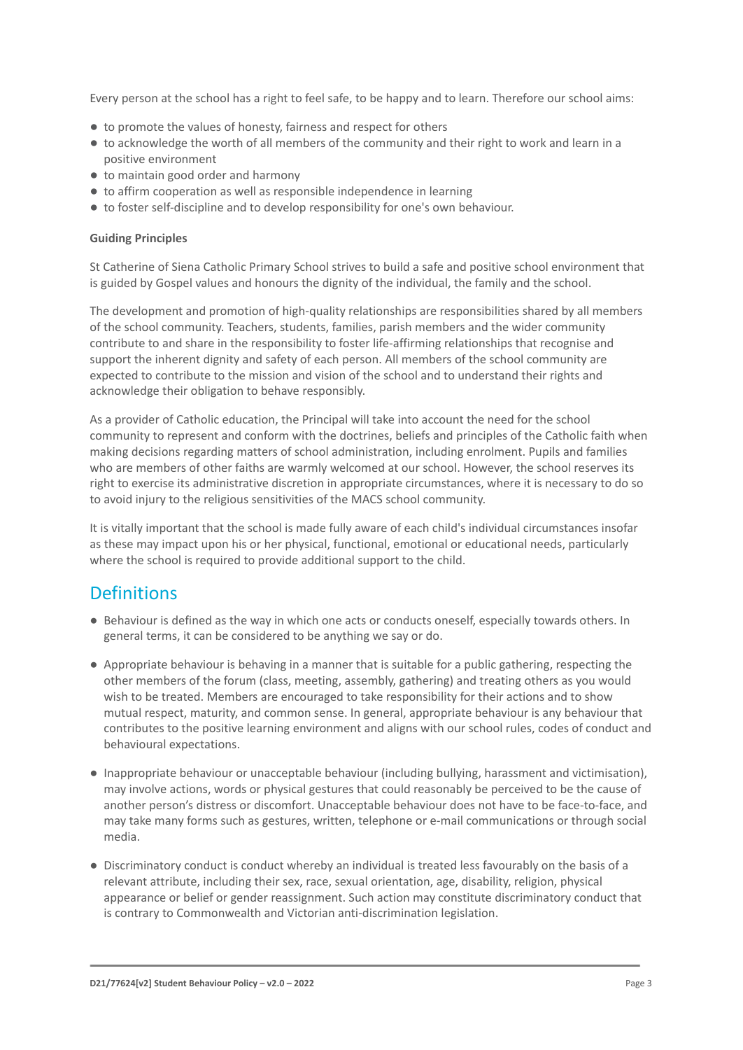Every person at the school has a right to feel safe, to be happy and to learn. Therefore our school aims:

- to promote the values of honesty, fairness and respect for others
- to acknowledge the worth of all members of the community and their right to work and learn in a positive environment
- to maintain good order and harmony
- to affirm cooperation as well as responsible independence in learning
- to foster self-discipline and to develop responsibility for one's own behaviour.

**Guiding Principles**

St Catherine of Siena Catholic Primary School strives to build a safe and positive school environment that is guided by Gospel values and honours the dignity of the individual, the family and the school.

The development and promotion of high-quality relationships are responsibilities shared by all members of the school community. Teachers, students, families, parish members and the wider community contribute to and share in the responsibility to foster life-affirming relationships that recognise and support the inherent dignity and safety of each person. All members of the school community are expected to contribute to the mission and vision of the school and to understand their rights and acknowledge their obligation to behave responsibly.

As a provider of Catholic education, the Principal will take into account the need for the school community to represent and conform with the doctrines, beliefs and principles of the Catholic faith when making decisions regarding matters of school administration, including enrolment. Pupils and families who are members of other faiths are warmly welcomed at our school. However, the school reserves its right to exercise its administrative discretion in appropriate circumstances, where it is necessary to do so to avoid injury to the religious sensitivities of the MACS school community.

It is vitally important that the school is made fully aware of each child's individual circumstances insofar as these may impact upon his or her physical, functional, emotional or educational needs, particularly where the school is required to provide additional support to the child.

## Definitions

- Behaviour is defined as the way in which one acts or conducts oneself, especially towards others. In general terms, it can be considered to be anything we say or do.

- Appropriate behaviour is behaving in a manner that is suitable for a public gathering, respecting the other members of the forum (class, meeting, assembly, gathering) and treating others as you would wish to be treated. Members are encouraged to take responsibility for their actions and to show mutual respect, maturity, and common sense. In general, appropriate behaviour is any behaviour that contributes to the positive learning environment and aligns with our school rules, codes of conduct and behavioural expectations.

- Inappropriate behaviour or unacceptable behaviour (including bullying, harassment and victimisation), may involve actions, words or physical gestures that could reasonably be perceived to be the cause of another person's distress or discomfort. Unacceptable behaviour does not have to be face-to-face, and may take many forms such as gestures, written, telephone or e-mail communications or through social media.

- Discriminatory conduct is conduct whereby an individual is treated less favourably on the basis of a relevant attribute, including their sex, race, sexual orientation, age, disability, religion, physical appearance or belief or gender reassignment. Such action may constitute discriminatory conduct that is contrary to Commonwealth and Victorian anti-discrimination legislation.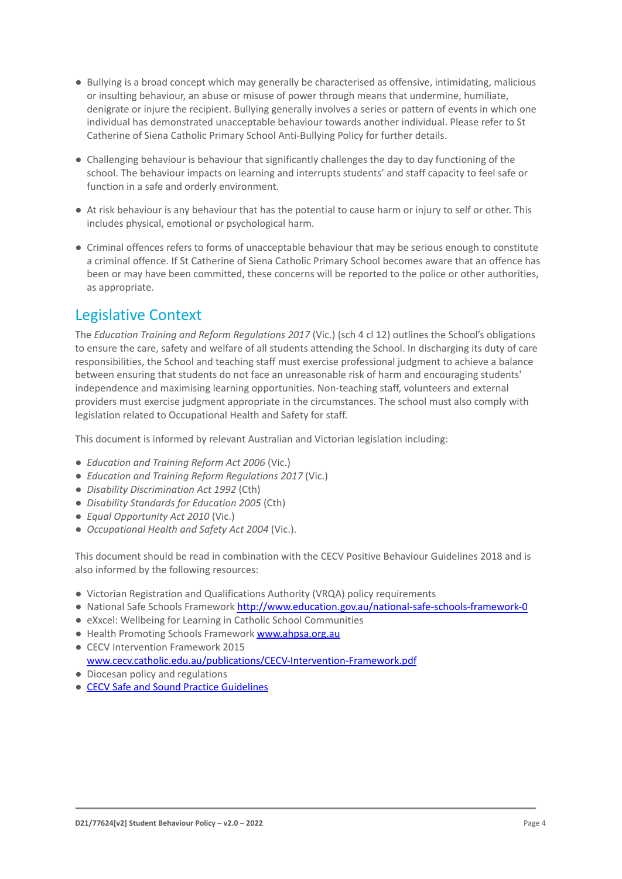- Bullying is a broad concept which may generally be characterised as offensive, intimidating, malicious or insulting behaviour, an abuse or misuse of power through means that undermine, humiliate, denigrate or injure the recipient. Bullying generally involves a series or pattern of events in which one individual has demonstrated unacceptable behaviour towards another individual. Please refer to St Catherine of Siena Catholic Primary School Anti-Bullying Policy for further details.

- Challenging behaviour is behaviour that significantly challenges the day to day functioning of the school. The behaviour impacts on learning and interrupts students' and staff capacity to feel safe or function in a safe and orderly environment.

- At risk behaviour is any behaviour that has the potential to cause harm or injury to self or other. This includes physical, emotional or psychological harm.

- Criminal offences refers to forms of unacceptable behaviour that may be serious enough to constitute a criminal offence. If St Catherine of Siena Catholic Primary School becomes aware that an offence has been or may have been committed, these concerns will be reported to the police or other authorities, as appropriate.

## Legislative Context

The *Education Training and Reform Regulations 2017* (Vic.) (sch 4 cl 12) outlines the School's obligations to ensure the care, safety and welfare of all students attending the School. In discharging its duty of care responsibilities, the School and teaching staff must exercise professional judgment to achieve a balance between ensuring that students do not face an unreasonable risk of harm and encouraging students' independence and maximising learning opportunities. Non-teaching staff, volunteers and external providers must exercise judgment appropriate in the circumstances. The school must also comply with legislation related to Occupational Health and Safety for staff.

This document is informed by relevant Australian and Victorian legislation including:

- *Education and Training Reform Act 2006* (Vic.)
- *Education and Training Reform Regulations 2017* (Vic.)
- *Disability Discrimination Act 1992* (Cth)
- *Disability Standards for Education 2005* (Cth)
- *Equal Opportunity Act 2010* (Vic.)
- *Occupational Health and Safety Act 2004* (Vic.).

This document should be read in combination with the CECV Positive Behaviour Guidelines 2018 and is also informed by the following resources:

- Victorian Registration and Qualifications Authority (VRQA) policy requirements
- National Safe Schools Framework http://www.education.gov.au/national-safe-schools-framework-0
- eXxcel: Wellbeing for Learning in Catholic School Communities
- Health Promoting Schools Framework www.ahpsa.org.au
- CECV Intervention Framework 2015 www.cecv.catholic.edu.au/publications/CECV-Intervention-Framework.pdf
- Diocesan policy and regulations
- CECV Safe and Sound Practice Guidelines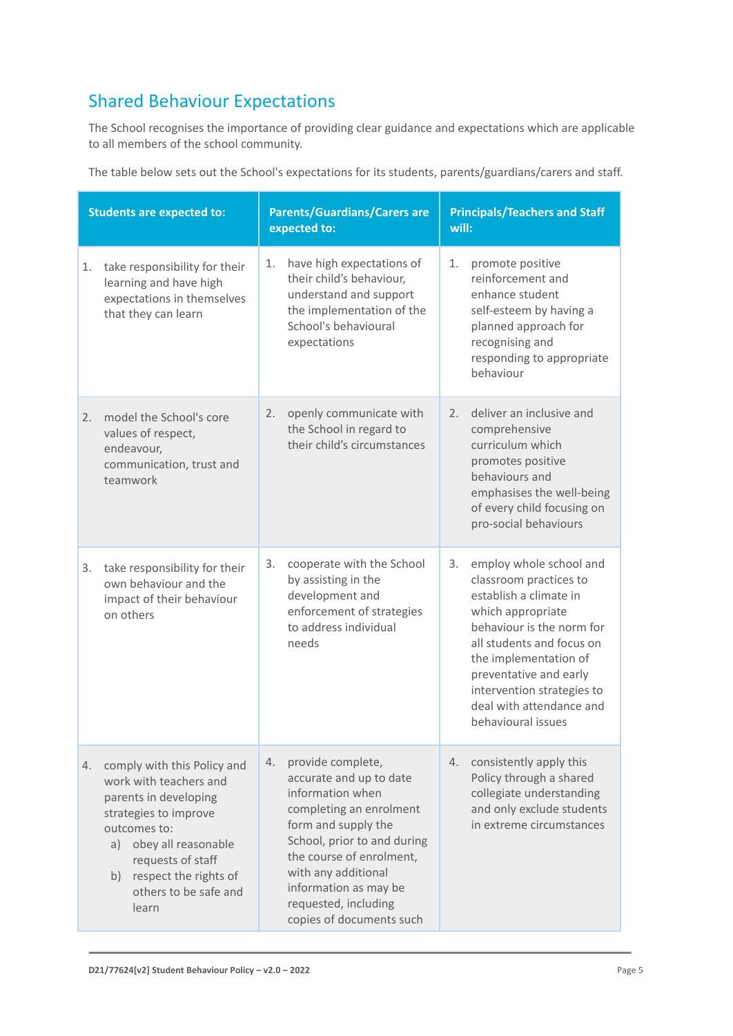## Shared Behaviour Expectations

The School recognises the importance of providing clear guidance and expectations which are applicable to all members of the school community.

The table below sets out the School's expectations for its students, parents/guardians/carers and staff.

| Students are expected to: | Parents/Guardians/Carers are expected to: | Principals/Teachers and Staff will: |
|---|---|---|
| 1. take responsibility for their learning and have high expectations in themselves that they can learn | 1. have high expectations of their child's behaviour, understand and support the implementation of the School's behavioural expectations | 1. promote positive reinforcement and enhance student self-esteem by having a planned approach for recognising and responding to appropriate behaviour |
| 2. model the School's core values of respect, endeavour, communication, trust and teamwork | 2. openly communicate with the School in regard to their child's circumstances | 2. deliver an inclusive and comprehensive curriculum which promotes positive behaviours and emphasises the well-being of every child focusing on pro-social behaviours |
| 3. take responsibility for their own behaviour and the impact of their behaviour on others | 3. cooperate with the School by assisting in the development and enforcement of strategies to address individual needs | 3. employ whole school and classroom practices to establish a climate in which appropriate behaviour is the norm for all students and focus on the implementation of preventative and early intervention strategies to deal with attendance and behavioural issues |
| 4. comply with this Policy and work with teachers and parents in developing strategies to improve outcomes to: a) obey all reasonable requests of staff b) respect the rights of others to be safe and learn | 4. provide complete, accurate and up to date information when completing an enrolment form and supply the School, prior to and during the course of enrolment, with any additional information as may be requested, including copies of documents such | 4. consistently apply this Policy through a shared collegiate understanding and only exclude students in extreme circumstances |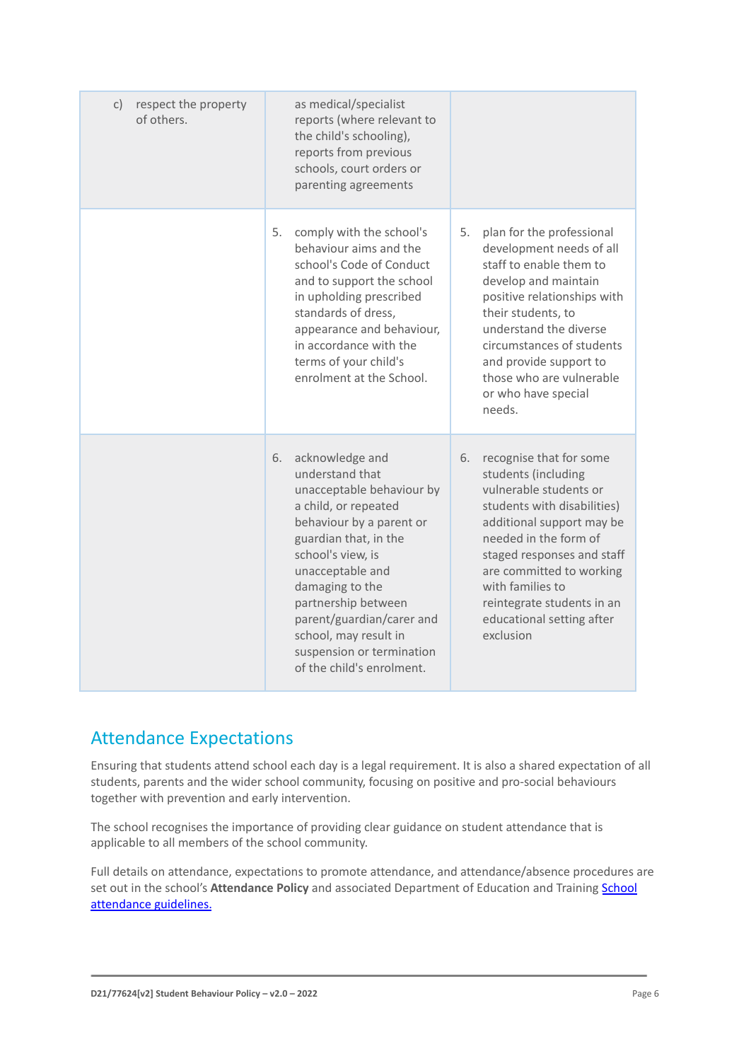| | | |
|---|---|---|
| c) respect the property of others. | as medical/specialist reports (where relevant to the child's schooling), reports from previous schools, court orders or parenting agreements | |
| | 5. comply with the school's behaviour aims and the school's Code of Conduct and to support the school in upholding prescribed standards of dress, appearance and behaviour, in accordance with the terms of your child's enrolment at the School. | 5. plan for the professional development needs of all staff to enable them to develop and maintain positive relationships with their students, to understand the diverse circumstances of students and provide support to those who are vulnerable or who have special needs. |
| | 6. acknowledge and understand that unacceptable behaviour by a child, or repeated behaviour by a parent or guardian that, in the school's view, is unacceptable and damaging to the partnership between parent/guardian/carer and school, may result in suspension or termination of the child's enrolment. | 6. recognise that for some students (including vulnerable students or students with disabilities) additional support may be needed in the form of staged responses and staff are committed to working with families to reintegrate students in an educational setting after exclusion |

## Attendance Expectations

Ensuring that students attend school each day is a legal requirement. It is also a shared expectation of all students, parents and the wider school community, focusing on positive and pro-social behaviours together with prevention and early intervention.

The school recognises the importance of providing clear guidance on student attendance that is applicable to all members of the school community.

Full details on attendance, expectations to promote attendance, and attendance/absence procedures are set out in the school's **Attendance Policy** and associated Department of Education and Training School attendance guidelines.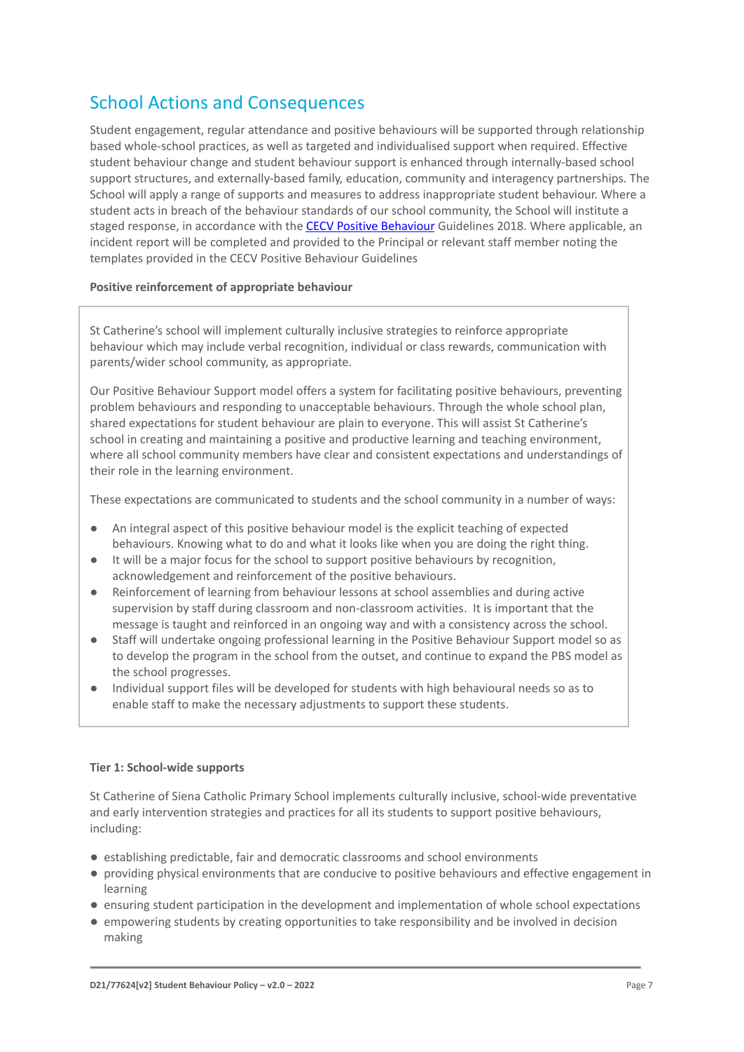## School Actions and Consequences

Student engagement, regular attendance and positive behaviours will be supported through relationship based whole-school practices, as well as targeted and individualised support when required. Effective student behaviour change and student behaviour support is enhanced through internally-based school support structures, and externally-based family, education, community and interagency partnerships. The School will apply a range of supports and measures to address inappropriate student behaviour. Where a student acts in breach of the behaviour standards of our school community, the School will institute a staged response, in accordance with the [CECV Positive Behaviour](#) Guidelines 2018. Where applicable, an incident report will be completed and provided to the Principal or relevant staff member noting the templates provided in the CECV Positive Behaviour Guidelines

**Positive reinforcement of appropriate behaviour**

St Catherine's school will implement culturally inclusive strategies to reinforce appropriate behaviour which may include verbal recognition, individual or class rewards, communication with parents/wider school community, as appropriate.

Our Positive Behaviour Support model offers a system for facilitating positive behaviours, preventing problem behaviours and responding to unacceptable behaviours. Through the whole school plan, shared expectations for student behaviour are plain to everyone. This will assist St Catherine's school in creating and maintaining a positive and productive learning and teaching environment, where all school community members have clear and consistent expectations and understandings of their role in the learning environment.

These expectations are communicated to students and the school community in a number of ways:

- An integral aspect of this positive behaviour model is the explicit teaching of expected behaviours. Knowing what to do and what it looks like when you are doing the right thing.
- It will be a major focus for the school to support positive behaviours by recognition, acknowledgement and reinforcement of the positive behaviours.
- Reinforcement of learning from behaviour lessons at school assemblies and during active supervision by staff during classroom and non-classroom activities. It is important that the message is taught and reinforced in an ongoing way and with a consistency across the school.
- Staff will undertake ongoing professional learning in the Positive Behaviour Support model so as to develop the program in the school from the outset, and continue to expand the PBS model as the school progresses.
- Individual support files will be developed for students with high behavioural needs so as to enable staff to make the necessary adjustments to support these students.

**Tier 1: School-wide supports**

St Catherine of Siena Catholic Primary School implements culturally inclusive, school-wide preventative and early intervention strategies and practices for all its students to support positive behaviours, including:

- establishing predictable, fair and democratic classrooms and school environments
- providing physical environments that are conducive to positive behaviours and effective engagement in learning
- ensuring student participation in the development and implementation of whole school expectations
- empowering students by creating opportunities to take responsibility and be involved in decision making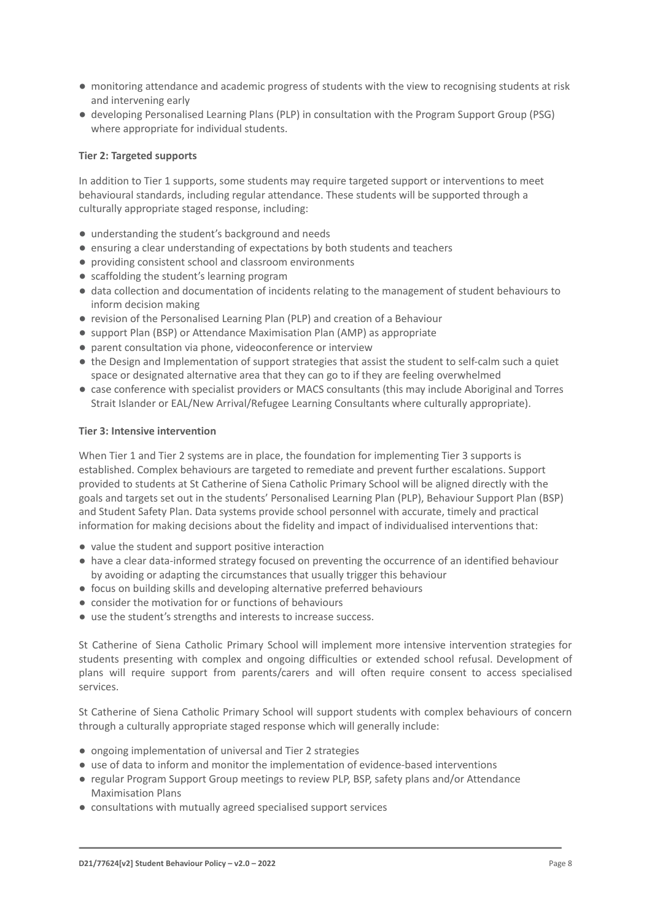- monitoring attendance and academic progress of students with the view to recognising students at risk and intervening early
- developing Personalised Learning Plans (PLP) in consultation with the Program Support Group (PSG) where appropriate for individual students.

**Tier 2: Targeted supports**

In addition to Tier 1 supports, some students may require targeted support or interventions to meet behavioural standards, including regular attendance. These students will be supported through a culturally appropriate staged response, including:

- understanding the student's background and needs
- ensuring a clear understanding of expectations by both students and teachers
- providing consistent school and classroom environments
- scaffolding the student's learning program
- data collection and documentation of incidents relating to the management of student behaviours to inform decision making
- revision of the Personalised Learning Plan (PLP) and creation of a Behaviour
- support Plan (BSP) or Attendance Maximisation Plan (AMP) as appropriate
- parent consultation via phone, videoconference or interview
- the Design and Implementation of support strategies that assist the student to self-calm such a quiet space or designated alternative area that they can go to if they are feeling overwhelmed
- case conference with specialist providers or MACS consultants (this may include Aboriginal and Torres Strait Islander or EAL/New Arrival/Refugee Learning Consultants where culturally appropriate).

**Tier 3: Intensive intervention**

When Tier 1 and Tier 2 systems are in place, the foundation for implementing Tier 3 supports is established. Complex behaviours are targeted to remediate and prevent further escalations. Support provided to students at St Catherine of Siena Catholic Primary School will be aligned directly with the goals and targets set out in the students' Personalised Learning Plan (PLP), Behaviour Support Plan (BSP) and Student Safety Plan. Data systems provide school personnel with accurate, timely and practical information for making decisions about the fidelity and impact of individualised interventions that:

- value the student and support positive interaction
- have a clear data-informed strategy focused on preventing the occurrence of an identified behaviour by avoiding or adapting the circumstances that usually trigger this behaviour
- focus on building skills and developing alternative preferred behaviours
- consider the motivation for or functions of behaviours
- use the student's strengths and interests to increase success.

St Catherine of Siena Catholic Primary School will implement more intensive intervention strategies for students presenting with complex and ongoing difficulties or extended school refusal. Development of plans will require support from parents/carers and will often require consent to access specialised services.

St Catherine of Siena Catholic Primary School will support students with complex behaviours of concern through a culturally appropriate staged response which will generally include:

- ongoing implementation of universal and Tier 2 strategies
- use of data to inform and monitor the implementation of evidence-based interventions
- regular Program Support Group meetings to review PLP, BSP, safety plans and/or Attendance Maximisation Plans
- consultations with mutually agreed specialised support services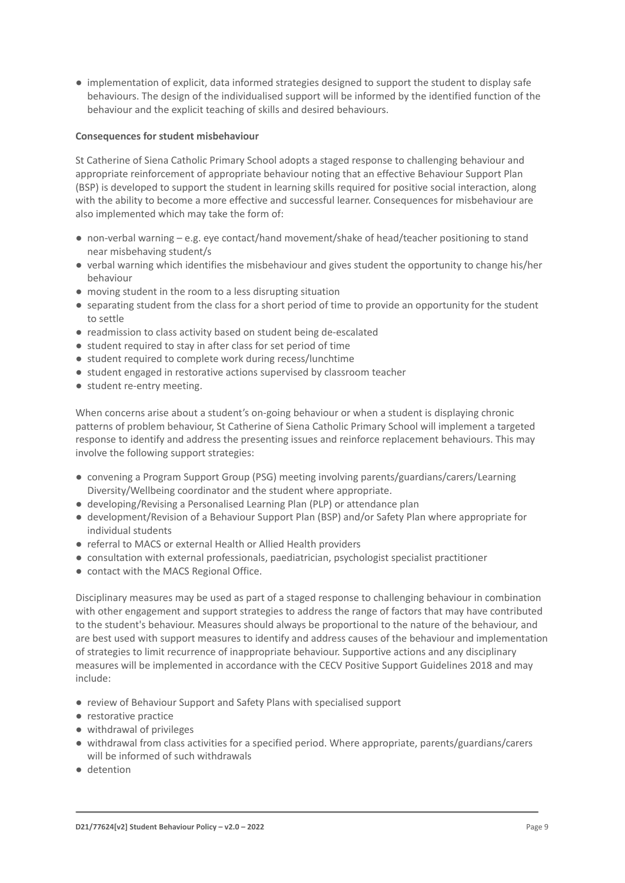- implementation of explicit, data informed strategies designed to support the student to display safe behaviours. The design of the individualised support will be informed by the identified function of the behaviour and the explicit teaching of skills and desired behaviours.

**Consequences for student misbehaviour**

St Catherine of Siena Catholic Primary School adopts a staged response to challenging behaviour and appropriate reinforcement of appropriate behaviour noting that an effective Behaviour Support Plan (BSP) is developed to support the student in learning skills required for positive social interaction, along with the ability to become a more effective and successful learner. Consequences for misbehaviour are also implemented which may take the form of:

- non-verbal warning – e.g. eye contact/hand movement/shake of head/teacher positioning to stand near misbehaving student/s
- verbal warning which identifies the misbehaviour and gives student the opportunity to change his/her behaviour
- moving student in the room to a less disrupting situation
- separating student from the class for a short period of time to provide an opportunity for the student to settle
- readmission to class activity based on student being de-escalated
- student required to stay in after class for set period of time
- student required to complete work during recess/lunchtime
- student engaged in restorative actions supervised by classroom teacher
- student re-entry meeting.

When concerns arise about a student's on-going behaviour or when a student is displaying chronic patterns of problem behaviour, St Catherine of Siena Catholic Primary School will implement a targeted response to identify and address the presenting issues and reinforce replacement behaviours. This may involve the following support strategies:

- convening a Program Support Group (PSG) meeting involving parents/guardians/carers/Learning Diversity/Wellbeing coordinator and the student where appropriate.
- developing/Revising a Personalised Learning Plan (PLP) or attendance plan
- development/Revision of a Behaviour Support Plan (BSP) and/or Safety Plan where appropriate for individual students
- referral to MACS or external Health or Allied Health providers
- consultation with external professionals, paediatrician, psychologist specialist practitioner
- contact with the MACS Regional Office.

Disciplinary measures may be used as part of a staged response to challenging behaviour in combination with other engagement and support strategies to address the range of factors that may have contributed to the student's behaviour. Measures should always be proportional to the nature of the behaviour, and are best used with support measures to identify and address causes of the behaviour and implementation of strategies to limit recurrence of inappropriate behaviour. Supportive actions and any disciplinary measures will be implemented in accordance with the CECV Positive Support Guidelines 2018 and may include:

- review of Behaviour Support and Safety Plans with specialised support
- restorative practice
- withdrawal of privileges
- withdrawal from class activities for a specified period. Where appropriate, parents/guardians/carers will be informed of such withdrawals
- detention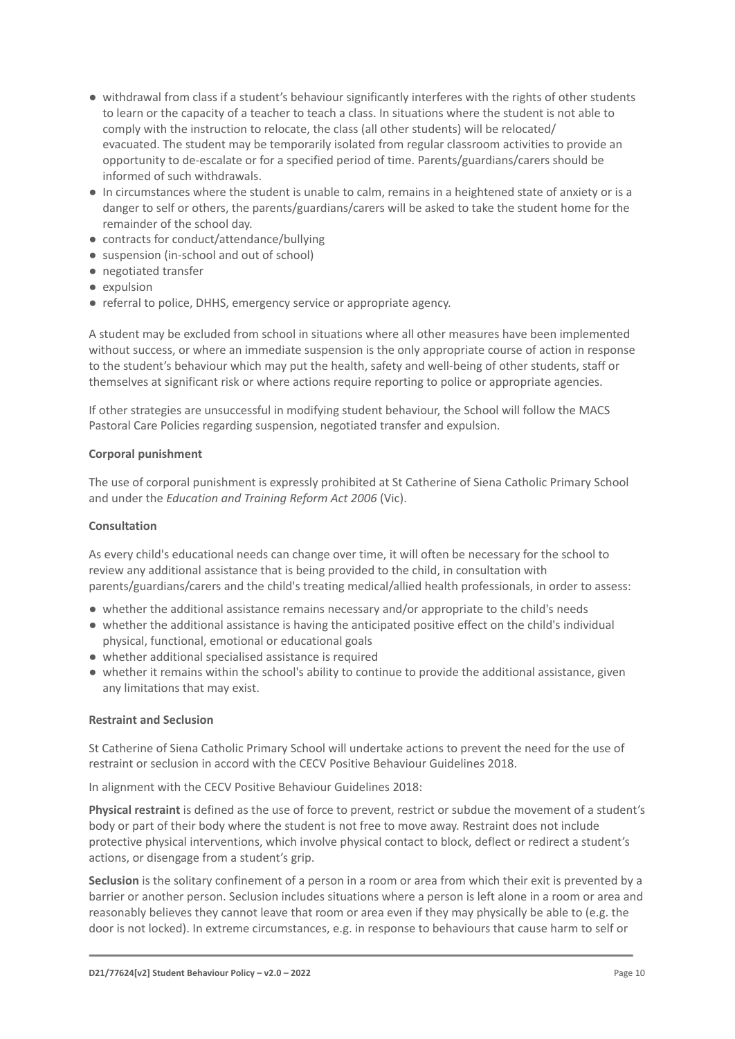- withdrawal from class if a student's behaviour significantly interferes with the rights of other students to learn or the capacity of a teacher to teach a class. In situations where the student is not able to comply with the instruction to relocate, the class (all other students) will be relocated/ evacuated. The student may be temporarily isolated from regular classroom activities to provide an opportunity to de-escalate or for a specified period of time. Parents/guardians/carers should be informed of such withdrawals.
- In circumstances where the student is unable to calm, remains in a heightened state of anxiety or is a danger to self or others, the parents/guardians/carers will be asked to take the student home for the remainder of the school day.
- contracts for conduct/attendance/bullying
- suspension (in-school and out of school)
- negotiated transfer
- expulsion
- referral to police, DHHS, emergency service or appropriate agency.

A student may be excluded from school in situations where all other measures have been implemented without success, or where an immediate suspension is the only appropriate course of action in response to the student's behaviour which may put the health, safety and well-being of other students, staff or themselves at significant risk or where actions require reporting to police or appropriate agencies.

If other strategies are unsuccessful in modifying student behaviour, the School will follow the MACS Pastoral Care Policies regarding suspension, negotiated transfer and expulsion.

**Corporal punishment**

The use of corporal punishment is expressly prohibited at St Catherine of Siena Catholic Primary School and under the *Education and Training Reform Act 2006* (Vic).

**Consultation**

As every child's educational needs can change over time, it will often be necessary for the school to review any additional assistance that is being provided to the child, in consultation with parents/guardians/carers and the child's treating medical/allied health professionals, in order to assess:

- whether the additional assistance remains necessary and/or appropriate to the child's needs
- whether the additional assistance is having the anticipated positive effect on the child's individual physical, functional, emotional or educational goals
- whether additional specialised assistance is required
- whether it remains within the school's ability to continue to provide the additional assistance, given any limitations that may exist.

**Restraint and Seclusion**

St Catherine of Siena Catholic Primary School will undertake actions to prevent the need for the use of restraint or seclusion in accord with the CECV Positive Behaviour Guidelines 2018.

In alignment with the CECV Positive Behaviour Guidelines 2018:

**Physical restraint** is defined as the use of force to prevent, restrict or subdue the movement of a student's body or part of their body where the student is not free to move away. Restraint does not include protective physical interventions, which involve physical contact to block, deflect or redirect a student's actions, or disengage from a student's grip.

**Seclusion** is the solitary confinement of a person in a room or area from which their exit is prevented by a barrier or another person. Seclusion includes situations where a person is left alone in a room or area and reasonably believes they cannot leave that room or area even if they may physically be able to (e.g. the door is not locked). In extreme circumstances, e.g. in response to behaviours that cause harm to self or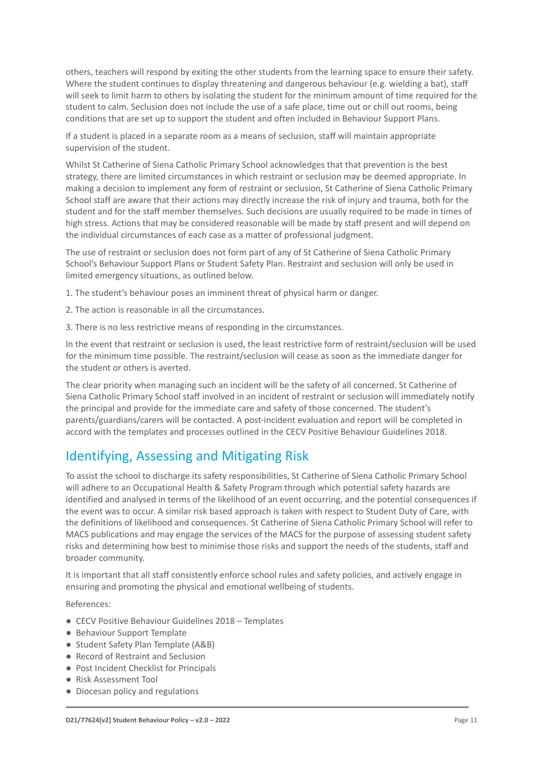others, teachers will respond by exiting the other students from the learning space to ensure their safety. Where the student continues to display threatening and dangerous behaviour (e.g. wielding a bat), staff will seek to limit harm to others by isolating the student for the minimum amount of time required for the student to calm. Seclusion does not include the use of a safe place, time out or chill out rooms, being conditions that are set up to support the student and often included in Behaviour Support Plans.

If a student is placed in a separate room as a means of seclusion, staff will maintain appropriate supervision of the student.

Whilst St Catherine of Siena Catholic Primary School acknowledges that that prevention is the best strategy, there are limited circumstances in which restraint or seclusion may be deemed appropriate. In making a decision to implement any form of restraint or seclusion, St Catherine of Siena Catholic Primary School staff are aware that their actions may directly increase the risk of injury and trauma, both for the student and for the staff member themselves. Such decisions are usually required to be made in times of high stress. Actions that may be considered reasonable will be made by staff present and will depend on the individual circumstances of each case as a matter of professional judgment.

The use of restraint or seclusion does not form part of any of St Catherine of Siena Catholic Primary School's Behaviour Support Plans or Student Safety Plan. Restraint and seclusion will only be used in limited emergency situations, as outlined below.

1. The student's behaviour poses an imminent threat of physical harm or danger.
2. The action is reasonable in all the circumstances.
3. There is no less restrictive means of responding in the circumstances.

In the event that restraint or seclusion is used, the least restrictive form of restraint/seclusion will be used for the minimum time possible. The restraint/seclusion will cease as soon as the immediate danger for the student or others is averted.

The clear priority when managing such an incident will be the safety of all concerned. St Catherine of Siena Catholic Primary School staff involved in an incident of restraint or seclusion will immediately notify the principal and provide for the immediate care and safety of those concerned. The student's parents/guardians/carers will be contacted. A post-incident evaluation and report will be completed in accord with the templates and processes outlined in the CECV Positive Behaviour Guidelines 2018.

## Identifying, Assessing and Mitigating Risk

To assist the school to discharge its safety responsibilities, St Catherine of Siena Catholic Primary School will adhere to an Occupational Health & Safety Program through which potential safety hazards are identified and analysed in terms of the likelihood of an event occurring, and the potential consequences if the event was to occur. A similar risk based approach is taken with respect to Student Duty of Care, with the definitions of likelihood and consequences. St Catherine of Siena Catholic Primary School will refer to MACS publications and may engage the services of the MACS for the purpose of assessing student safety risks and determining how best to minimise those risks and support the needs of the students, staff and broader community.

It is important that all staff consistently enforce school rules and safety policies, and actively engage in ensuring and promoting the physical and emotional wellbeing of students.

References:

- CECV Positive Behaviour Guidelines 2018 – Templates
- Behaviour Support Template
- Student Safety Plan Template (A&B)
- Record of Restraint and Seclusion
- Post Incident Checklist for Principals
- Risk Assessment Tool
- Diocesan policy and regulations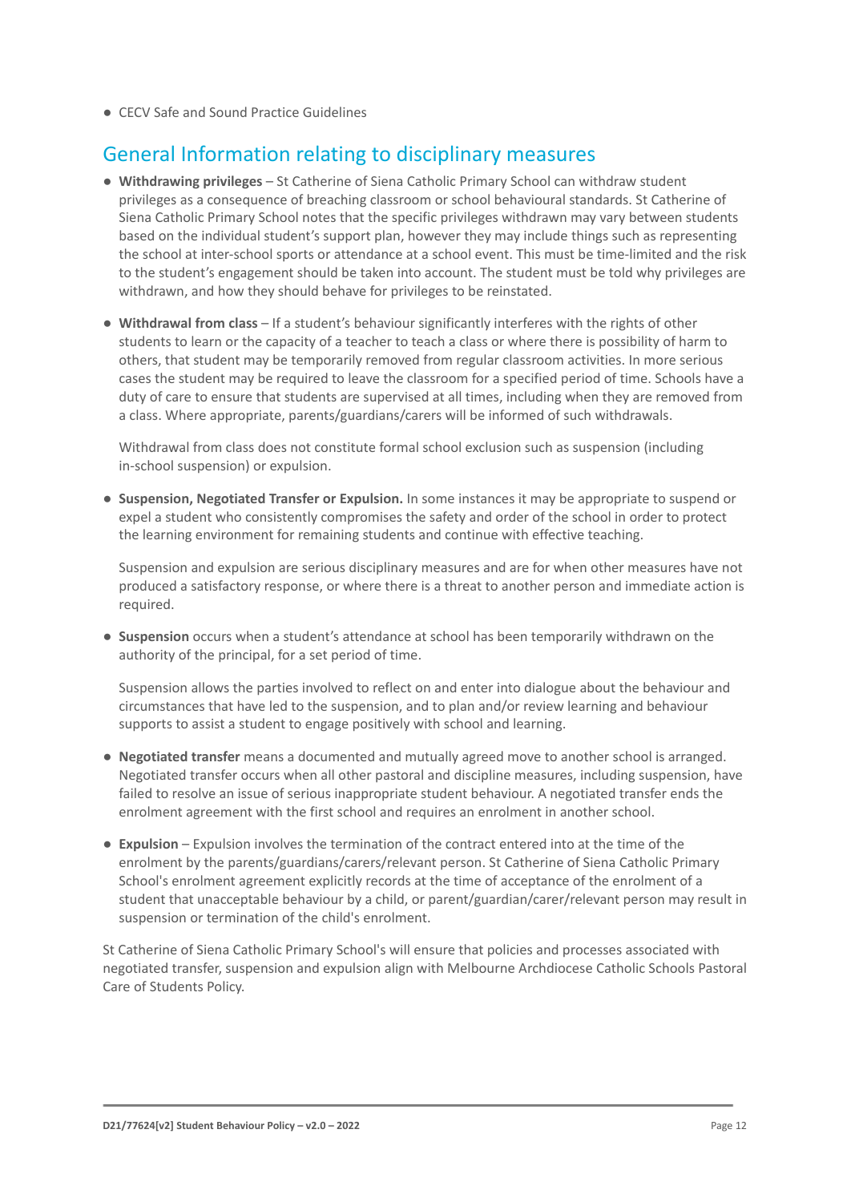- CECV Safe and Sound Practice Guidelines

## General Information relating to disciplinary measures

- **Withdrawing privileges** – St Catherine of Siena Catholic Primary School can withdraw student privileges as a consequence of breaching classroom or school behavioural standards. St Catherine of Siena Catholic Primary School notes that the specific privileges withdrawn may vary between students based on the individual student's support plan, however they may include things such as representing the school at inter-school sports or attendance at a school event. This must be time-limited and the risk to the student's engagement should be taken into account. The student must be told why privileges are withdrawn, and how they should behave for privileges to be reinstated.

- **Withdrawal from class** – If a student's behaviour significantly interferes with the rights of other students to learn or the capacity of a teacher to teach a class or where there is possibility of harm to others, that student may be temporarily removed from regular classroom activities. In more serious cases the student may be required to leave the classroom for a specified period of time. Schools have a duty of care to ensure that students are supervised at all times, including when they are removed from a class. Where appropriate, parents/guardians/carers will be informed of such withdrawals.

  Withdrawal from class does not constitute formal school exclusion such as suspension (including in-school suspension) or expulsion.

- **Suspension, Negotiated Transfer or Expulsion.** In some instances it may be appropriate to suspend or expel a student who consistently compromises the safety and order of the school in order to protect the learning environment for remaining students and continue with effective teaching.

  Suspension and expulsion are serious disciplinary measures and are for when other measures have not produced a satisfactory response, or where there is a threat to another person and immediate action is required.

- **Suspension** occurs when a student's attendance at school has been temporarily withdrawn on the authority of the principal, for a set period of time.

  Suspension allows the parties involved to reflect on and enter into dialogue about the behaviour and circumstances that have led to the suspension, and to plan and/or review learning and behaviour supports to assist a student to engage positively with school and learning.

- **Negotiated transfer** means a documented and mutually agreed move to another school is arranged. Negotiated transfer occurs when all other pastoral and discipline measures, including suspension, have failed to resolve an issue of serious inappropriate student behaviour. A negotiated transfer ends the enrolment agreement with the first school and requires an enrolment in another school.

- **Expulsion** – Expulsion involves the termination of the contract entered into at the time of the enrolment by the parents/guardians/carers/relevant person. St Catherine of Siena Catholic Primary School's enrolment agreement explicitly records at the time of acceptance of the enrolment of a student that unacceptable behaviour by a child, or parent/guardian/carer/relevant person may result in suspension or termination of the child's enrolment.

St Catherine of Siena Catholic Primary School's will ensure that policies and processes associated with negotiated transfer, suspension and expulsion align with Melbourne Archdiocese Catholic Schools Pastoral Care of Students Policy.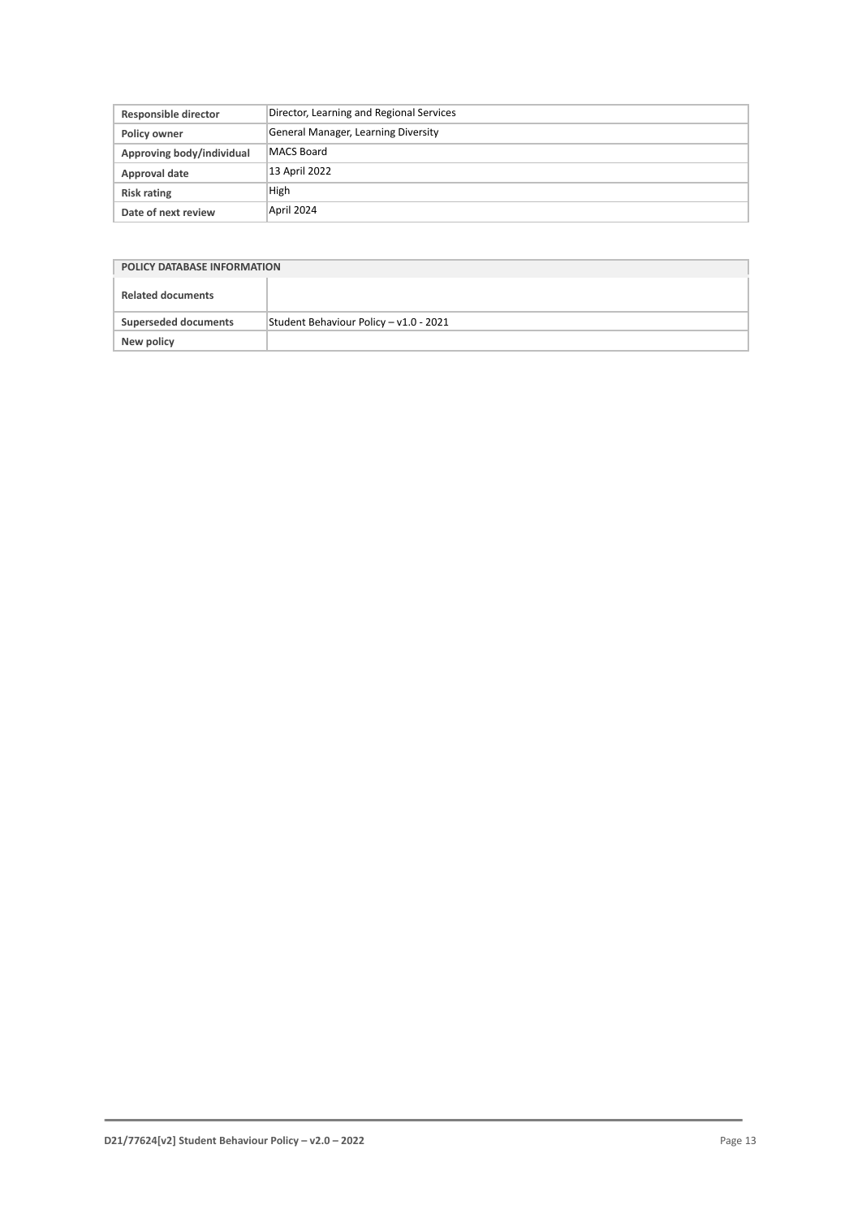| | |
|---|---|
| **Responsible director** | Director, Learning and Regional Services |
| **Policy owner** | General Manager, Learning Diversity |
| **Approving body/individual** | MACS Board |
| **Approval date** | 13 April 2022 |
| **Risk rating** | High |
| **Date of next review** | April 2024 |

| **POLICY DATABASE INFORMATION** | |
|---|---|
| **Related documents** | |
| **Superseded documents** | Student Behaviour Policy – v1.0 - 2021 |
| **New policy** | |